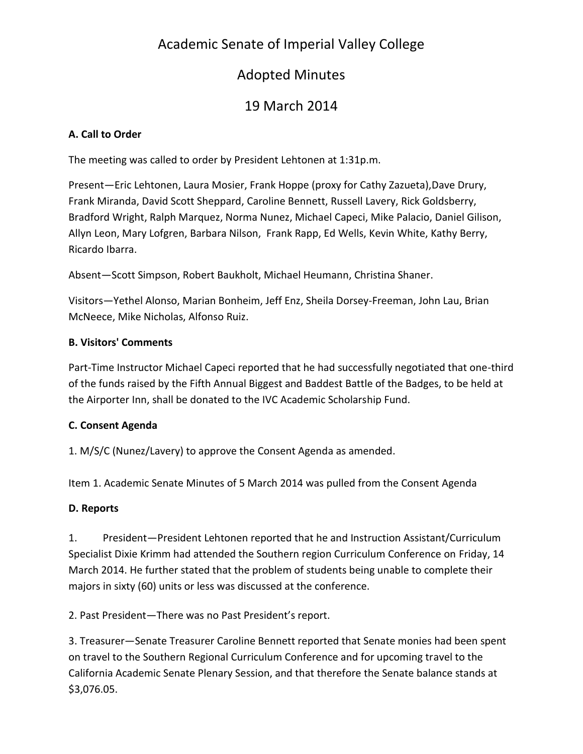# Academic Senate of Imperial Valley College

## Adopted Minutes

## 19 March 2014

**A. Call to Order**

The meeting was called to order by President Lehtonen at 1:31p.m.

Present—Eric Lehtonen, Laura Mosier, Frank Hoppe (proxy for Cathy Zazueta),Dave Drury, Frank Miranda, David Scott Sheppard, Caroline Bennett, Russell Lavery, Rick Goldsberry, Bradford Wright, Ralph Marquez, Norma Nunez, Michael Capeci, Mike Palacio, Daniel Gilison, Allyn Leon, Mary Lofgren, Barbara Nilson, Frank Rapp, Ed Wells, Kevin White, Kathy Berry, Ricardo Ibarra.

Absent—Scott Simpson, Robert Baukholt, Michael Heumann, Christina Shaner.

Visitors—Yethel Alonso, Marian Bonheim, Jeff Enz, Sheila Dorsey-Freeman, John Lau, Brian McNeece, Mike Nicholas, Alfonso Ruiz.

**B. Visitors' Comments**

Part-Time Instructor Michael Capeci reported that he had successfully negotiated that one-third of the funds raised by the Fifth Annual Biggest and Baddest Battle of the Badges, to be held at the Airporter Inn, shall be donated to the IVC Academic Scholarship Fund.

**C. Consent Agenda**

1. M/S/C (Nunez/Lavery) to approve the Consent Agenda as amended.

Item 1. Academic Senate Minutes of 5 March 2014 was pulled from the Consent Agenda

**D. Reports**

1. President—President Lehtonen reported that he and Instruction Assistant/Curriculum Specialist Dixie Krimm had attended the Southern region Curriculum Conference on Friday, 14 March 2014. He further stated that the problem of students being unable to complete their majors in sixty (60) units or less was discussed at the conference.

2. Past President—There was no Past President's report.

3. Treasurer—Senate Treasurer Caroline Bennett reported that Senate monies had been spent on travel to the Southern Regional Curriculum Conference and for upcoming travel to the California Academic Senate Plenary Session, and that therefore the Senate balance stands at $3,076.05.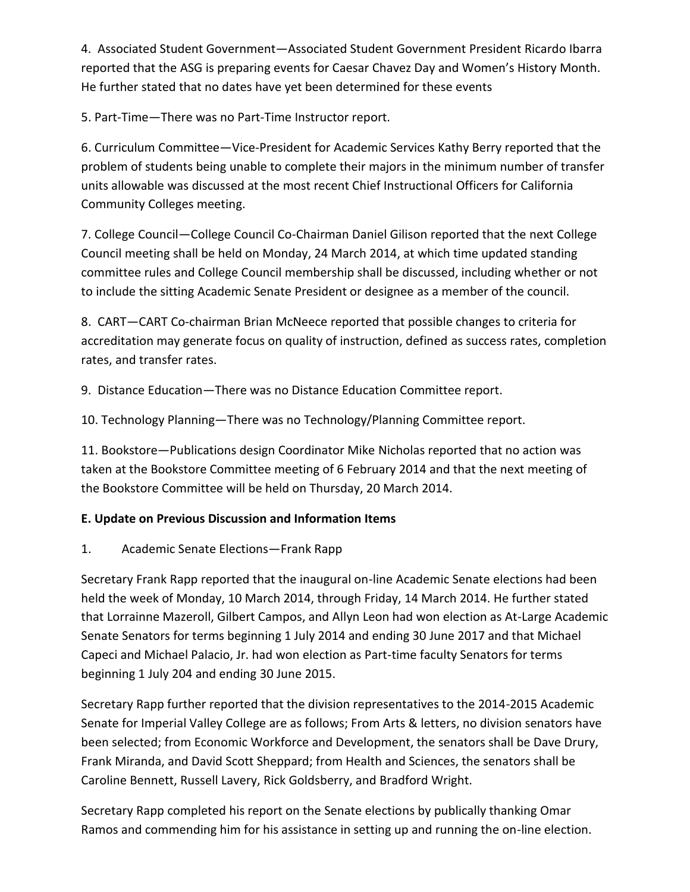4. Associated Student Government—Associated Student Government President Ricardo Ibarra reported that the ASG is preparing events for Caesar Chavez Day and Women's History Month. He further stated that no dates have yet been determined for these events

5. Part-Time—There was no Part-Time Instructor report.

6. Curriculum Committee—Vice-President for Academic Services Kathy Berry reported that the problem of students being unable to complete their majors in the minimum number of transfer units allowable was discussed at the most recent Chief Instructional Officers for California Community Colleges meeting.

7. College Council—College Council Co-Chairman Daniel Gilison reported that the next College Council meeting shall be held on Monday, 24 March 2014, at which time updated standing committee rules and College Council membership shall be discussed, including whether or not to include the sitting Academic Senate President or designee as a member of the council.

8. CART—CART Co-chairman Brian McNeece reported that possible changes to criteria for accreditation may generate focus on quality of instruction, defined as success rates, completion rates, and transfer rates.

9. Distance Education—There was no Distance Education Committee report.

10. Technology Planning—There was no Technology/Planning Committee report.

11. Bookstore—Publications design Coordinator Mike Nicholas reported that no action was taken at the Bookstore Committee meeting of 6 February 2014 and that the next meeting of the Bookstore Committee will be held on Thursday, 20 March 2014.

**E. Update on Previous Discussion and Information Items**

1. Academic Senate Elections—Frank Rapp

Secretary Frank Rapp reported that the inaugural on-line Academic Senate elections had been held the week of Monday, 10 March 2014, through Friday, 14 March 2014. He further stated that Lorrainne Mazeroll, Gilbert Campos, and Allyn Leon had won election as At-Large Academic Senate Senators for terms beginning 1 July 2014 and ending 30 June 2017 and that Michael Capeci and Michael Palacio, Jr. had won election as Part-time faculty Senators for terms beginning 1 July 204 and ending 30 June 2015.

Secretary Rapp further reported that the division representatives to the 2014-2015 Academic Senate for Imperial Valley College are as follows; From Arts & letters, no division senators have been selected; from Economic Workforce and Development, the senators shall be Dave Drury, Frank Miranda, and David Scott Sheppard; from Health and Sciences, the senators shall be Caroline Bennett, Russell Lavery, Rick Goldsberry, and Bradford Wright.

Secretary Rapp completed his report on the Senate elections by publically thanking Omar Ramos and commending him for his assistance in setting up and running the on-line election.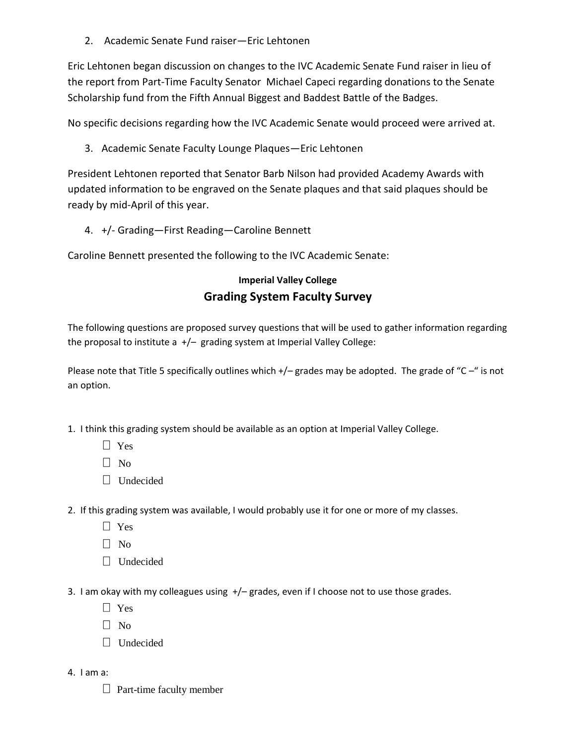2. Academic Senate Fund raiser—Eric Lehtonen

Eric Lehtonen began discussion on changes to the IVC Academic Senate Fund raiser in lieu of the report from Part-Time Faculty Senator Michael Capeci regarding donations to the Senate Scholarship fund from the Fifth Annual Biggest and Baddest Battle of the Badges.

No specific decisions regarding how the IVC Academic Senate would proceed were arrived at.

3. Academic Senate Faculty Lounge Plaques—Eric Lehtonen

President Lehtonen reported that Senator Barb Nilson had provided Academy Awards with updated information to be engraved on the Senate plaques and that said plaques should be ready by mid-April of this year.

4. +/- Grading—First Reading—Caroline Bennett

Caroline Bennett presented the following to the IVC Academic Senate:

**Imperial Valley College**

## Grading System Faculty Survey

The following questions are proposed survey questions that will be used to gather information regarding the proposal to institute a +/– grading system at Imperial Valley College:

Please note that Title 5 specifically outlines which +/– grades may be adopted. The grade of "C –" is not an option.

1. I think this grading system should be available as an option at Imperial Valley College.
   - ☐ Yes
   - ☐ No
   - ☐ Undecided

2. If this grading system was available, I would probably use it for one or more of my classes.
   - ☐ Yes
   - ☐ No
   - ☐ Undecided

3. I am okay with my colleagues using +/– grades, even if I choose not to use those grades.
   - ☐ Yes
   - ☐ No
   - ☐ Undecided

4. I am a:
   - ☐ Part-time faculty member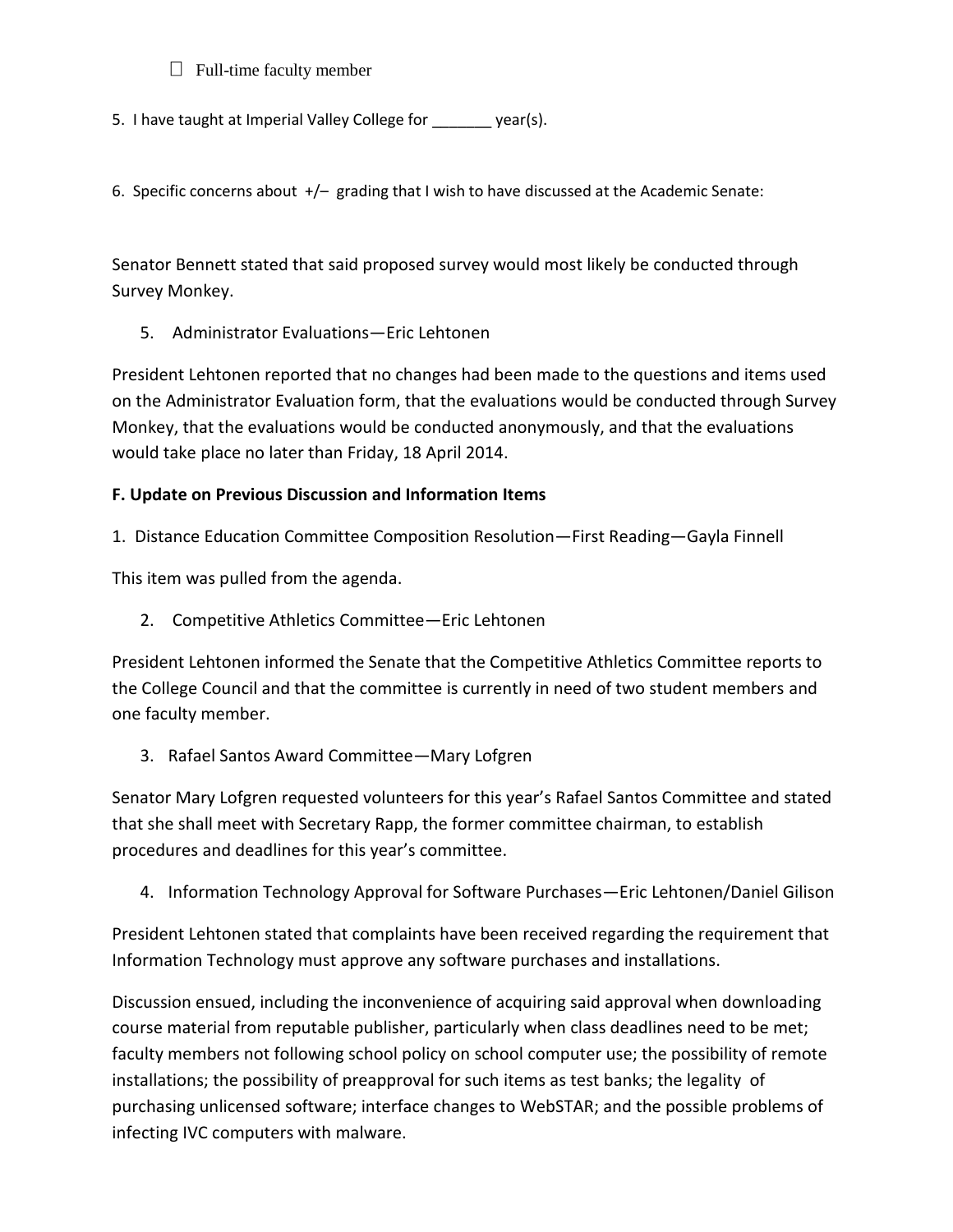- ☐ Full-time faculty member

5. I have taught at Imperial Valley College for _______ year(s).

6. Specific concerns about +/– grading that I wish to have discussed at the Academic Senate:

Senator Bennett stated that said proposed survey would most likely be conducted through Survey Monkey.

5. Administrator Evaluations—Eric Lehtonen

President Lehtonen reported that no changes had been made to the questions and items used on the Administrator Evaluation form, that the evaluations would be conducted through Survey Monkey, that the evaluations would be conducted anonymously, and that the evaluations would take place no later than Friday, 18 April 2014.

**F. Update on Previous Discussion and Information Items**

1. Distance Education Committee Composition Resolution—First Reading—Gayla Finnell

This item was pulled from the agenda.

2. Competitive Athletics Committee—Eric Lehtonen

President Lehtonen informed the Senate that the Competitive Athletics Committee reports to the College Council and that the committee is currently in need of two student members and one faculty member.

3. Rafael Santos Award Committee—Mary Lofgren

Senator Mary Lofgren requested volunteers for this year's Rafael Santos Committee and stated that she shall meet with Secretary Rapp, the former committee chairman, to establish procedures and deadlines for this year's committee.

4. Information Technology Approval for Software Purchases—Eric Lehtonen/Daniel Gilison

President Lehtonen stated that complaints have been received regarding the requirement that Information Technology must approve any software purchases and installations.

Discussion ensued, including the inconvenience of acquiring said approval when downloading course material from reputable publisher, particularly when class deadlines need to be met; faculty members not following school policy on school computer use; the possibility of remote installations; the possibility of preapproval for such items as test banks; the legality of purchasing unlicensed software; interface changes to WebSTAR; and the possible problems of infecting IVC computers with malware.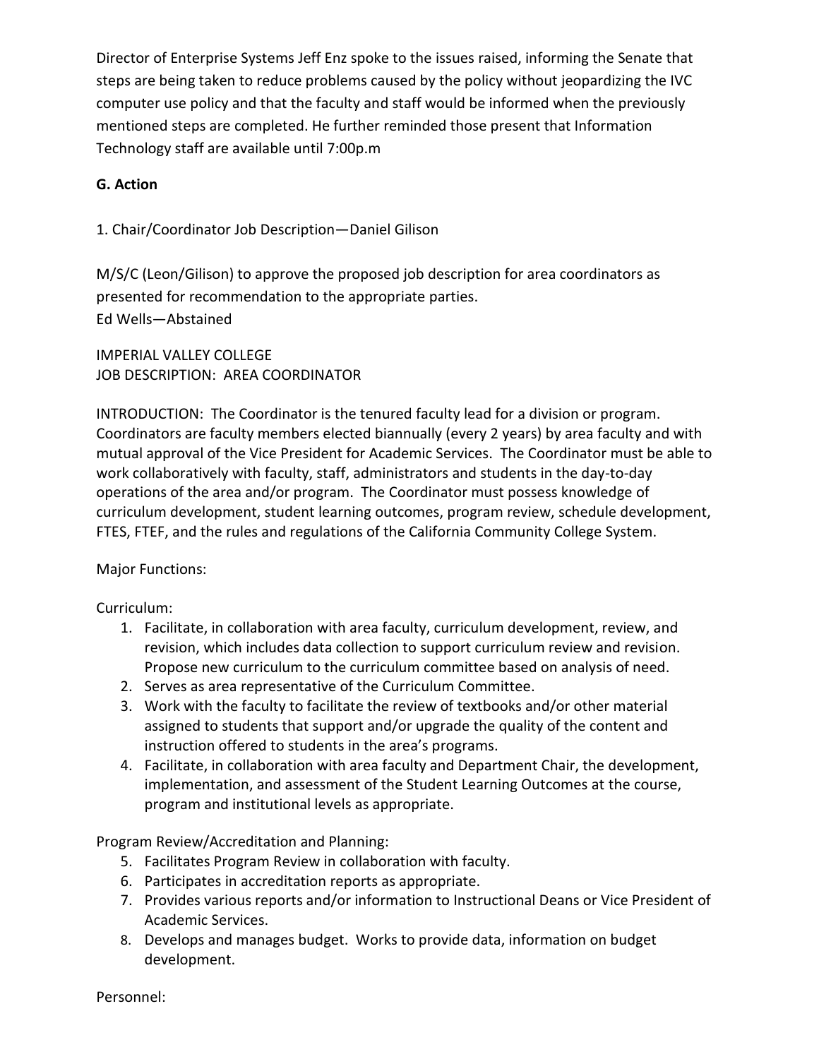Director of Enterprise Systems Jeff Enz spoke to the issues raised, informing the Senate that steps are being taken to reduce problems caused by the policy without jeopardizing the IVC computer use policy and that the faculty and staff would be informed when the previously mentioned steps are completed. He further reminded those present that Information Technology staff are available until 7:00p.m

**G. Action**

1. Chair/Coordinator Job Description—Daniel Gilison

M/S/C (Leon/Gilison) to approve the proposed job description for area coordinators as presented for recommendation to the appropriate parties.
Ed Wells—Abstained

IMPERIAL VALLEY COLLEGE
JOB DESCRIPTION: AREA COORDINATOR

INTRODUCTION: The Coordinator is the tenured faculty lead for a division or program. Coordinators are faculty members elected biannually (every 2 years) by area faculty and with mutual approval of the Vice President for Academic Services. The Coordinator must be able to work collaboratively with faculty, staff, administrators and students in the day-to-day operations of the area and/or program. The Coordinator must possess knowledge of curriculum development, student learning outcomes, program review, schedule development, FTES, FTEF, and the rules and regulations of the California Community College System.

Major Functions:

Curriculum:

1. Facilitate, in collaboration with area faculty, curriculum development, review, and revision, which includes data collection to support curriculum review and revision. Propose new curriculum to the curriculum committee based on analysis of need.
2. Serves as area representative of the Curriculum Committee.
3. Work with the faculty to facilitate the review of textbooks and/or other material assigned to students that support and/or upgrade the quality of the content and instruction offered to students in the area's programs.
4. Facilitate, in collaboration with area faculty and Department Chair, the development, implementation, and assessment of the Student Learning Outcomes at the course, program and institutional levels as appropriate.

Program Review/Accreditation and Planning:

5. Facilitates Program Review in collaboration with faculty.
6. Participates in accreditation reports as appropriate.
7. Provides various reports and/or information to Instructional Deans or Vice President of Academic Services.
8. Develops and manages budget. Works to provide data, information on budget development.

Personnel: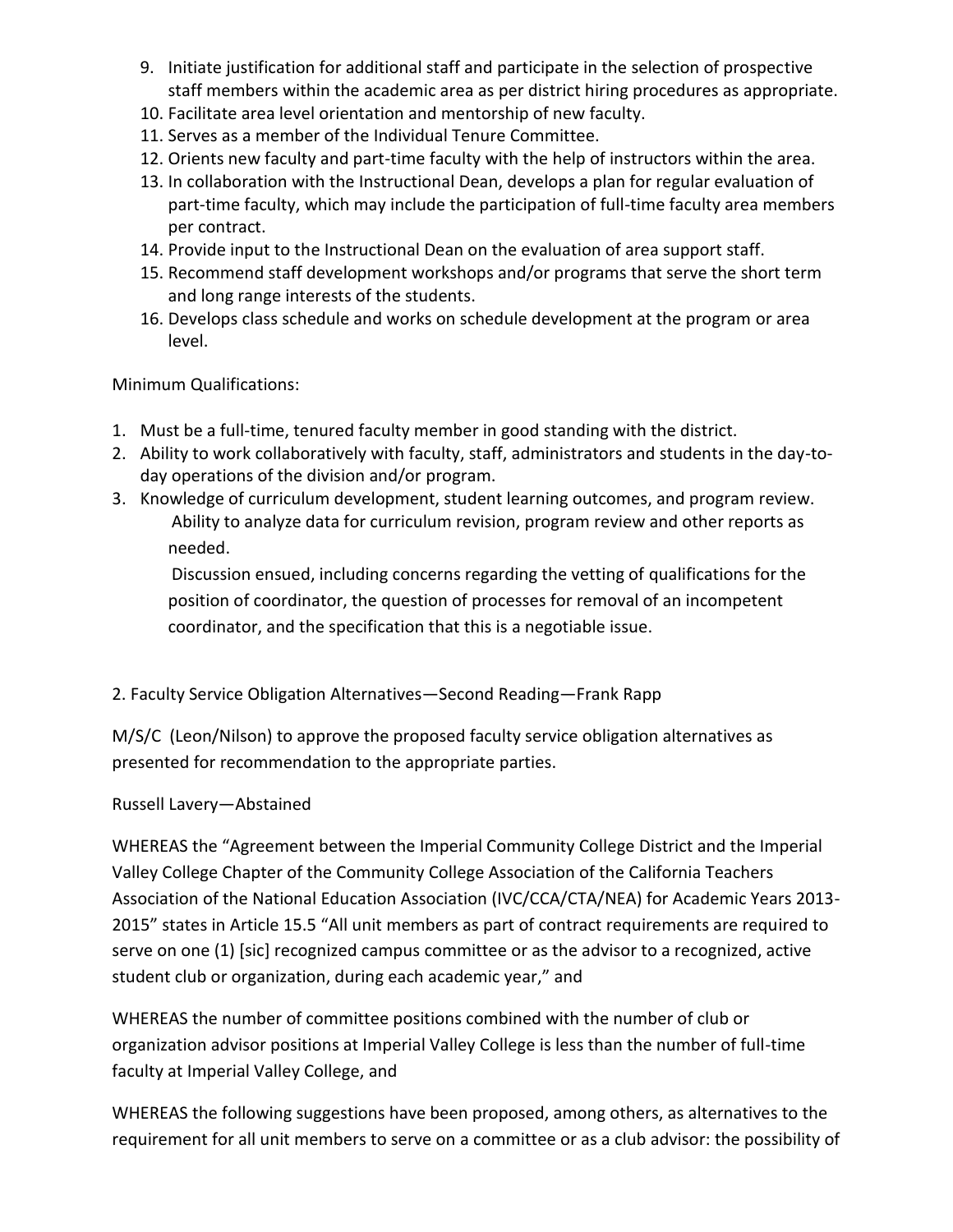9. Initiate justification for additional staff and participate in the selection of prospective staff members within the academic area as per district hiring procedures as appropriate.
10. Facilitate area level orientation and mentorship of new faculty.
11. Serves as a member of the Individual Tenure Committee.
12. Orients new faculty and part-time faculty with the help of instructors within the area.
13. In collaboration with the Instructional Dean, develops a plan for regular evaluation of part-time faculty, which may include the participation of full-time faculty area members per contract.
14. Provide input to the Instructional Dean on the evaluation of area support staff.
15. Recommend staff development workshops and/or programs that serve the short term and long range interests of the students.
16. Develops class schedule and works on schedule development at the program or area level.

Minimum Qualifications:

1. Must be a full-time, tenured faculty member in good standing with the district.
2. Ability to work collaboratively with faculty, staff, administrators and students in the day-to-day operations of the division and/or program.
3. Knowledge of curriculum development, student learning outcomes, and program review.

   Ability to analyze data for curriculum revision, program review and other reports as needed.

   Discussion ensued, including concerns regarding the vetting of qualifications for the position of coordinator, the question of processes for removal of an incompetent coordinator, and the specification that this is a negotiable issue.

2. Faculty Service Obligation Alternatives—Second Reading—Frank Rapp

M/S/C (Leon/Nilson) to approve the proposed faculty service obligation alternatives as presented for recommendation to the appropriate parties.

Russell Lavery—Abstained

WHEREAS the "Agreement between the Imperial Community College District and the Imperial Valley College Chapter of the Community College Association of the California Teachers Association of the National Education Association (IVC/CCA/CTA/NEA) for Academic Years 2013-2015" states in Article 15.5 "All unit members as part of contract requirements are required to serve on one (1) [sic] recognized campus committee or as the advisor to a recognized, active student club or organization, during each academic year," and

WHEREAS the number of committee positions combined with the number of club or organization advisor positions at Imperial Valley College is less than the number of full-time faculty at Imperial Valley College, and

WHEREAS the following suggestions have been proposed, among others, as alternatives to the requirement for all unit members to serve on a committee or as a club advisor: the possibility of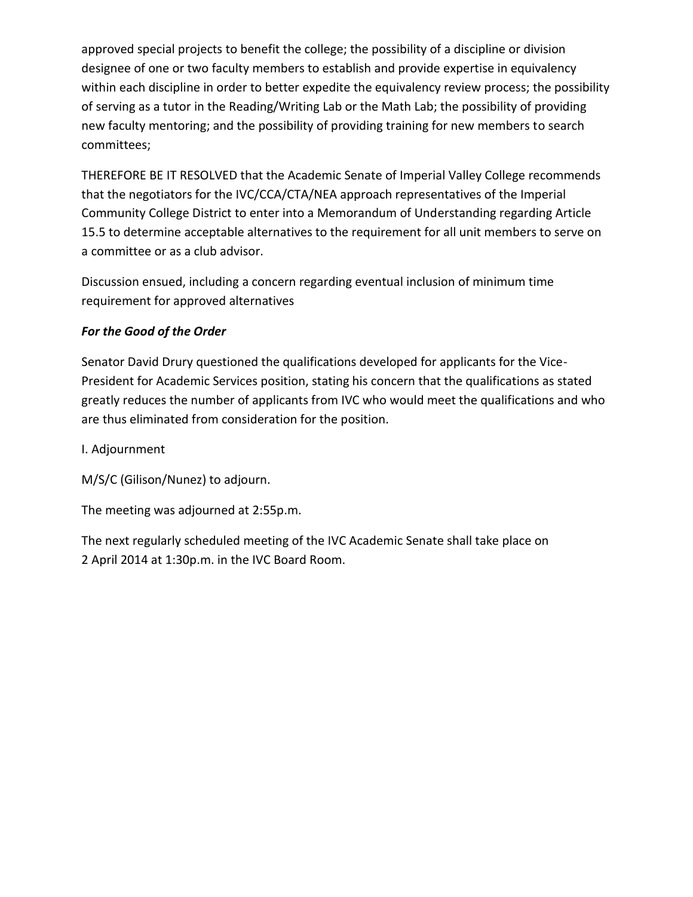approved special projects to benefit the college; the possibility of a discipline or division designee of one or two faculty members to establish and provide expertise in equivalency within each discipline in order to better expedite the equivalency review process; the possibility of serving as a tutor in the Reading/Writing Lab or the Math Lab; the possibility of providing new faculty mentoring; and the possibility of providing training for new members to search committees;

THEREFORE BE IT RESOLVED that the Academic Senate of Imperial Valley College recommends that the negotiators for the IVC/CCA/CTA/NEA approach representatives of the Imperial Community College District to enter into a Memorandum of Understanding regarding Article 15.5 to determine acceptable alternatives to the requirement for all unit members to serve on a committee or as a club advisor.

Discussion ensued, including a concern regarding eventual inclusion of minimum time requirement for approved alternatives

***For the Good of the Order***

Senator David Drury questioned the qualifications developed for applicants for the Vice-President for Academic Services position, stating his concern that the qualifications as stated greatly reduces the number of applicants from IVC who would meet the qualifications and who are thus eliminated from consideration for the position.

I. Adjournment

M/S/C (Gilison/Nunez) to adjourn.

The meeting was adjourned at 2:55p.m.

The next regularly scheduled meeting of the IVC Academic Senate shall take place on 2 April 2014 at 1:30p.m. in the IVC Board Room.